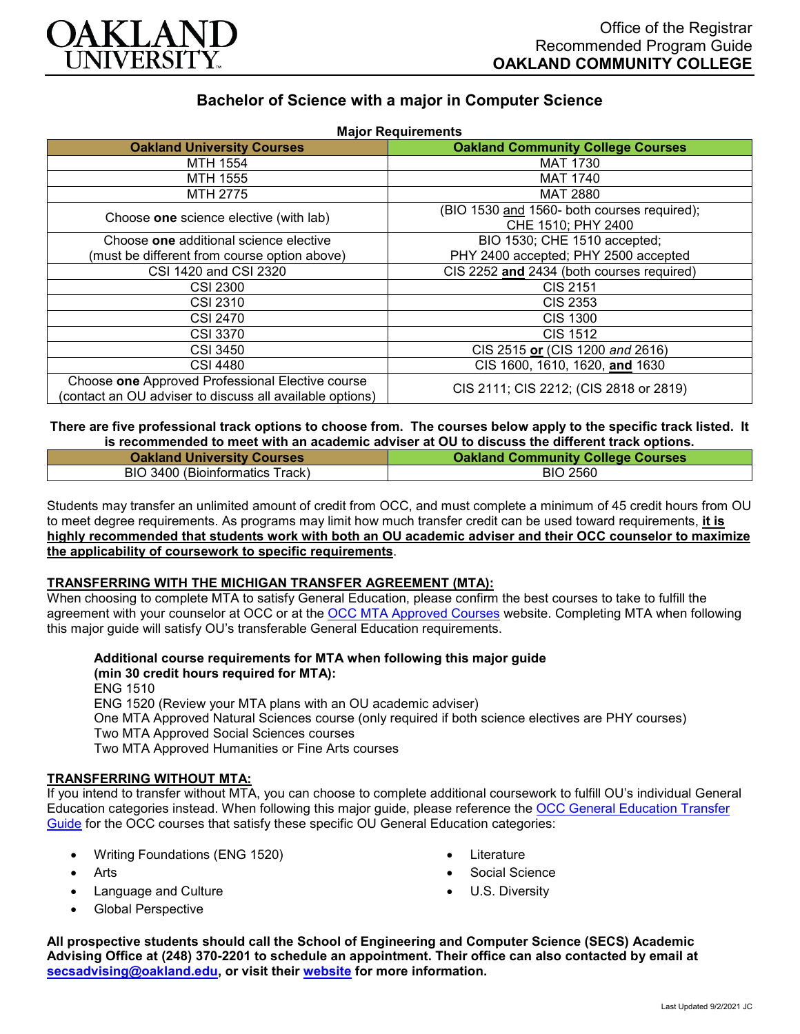Office of the Registrar
Recommended Program Guide
**OAKLAND COMMUNITY COLLEGE**

## Bachelor of Science with a major in Computer Science

**Major Requirements**

| Oakland University Courses | Oakland Community College Courses |
|---|---|
| MTH 1554 | MAT 1730 |
| MTH 1555 | MAT 1740 |
| MTH 2775 | MAT 2880 |
| Choose **one** science elective (with lab) | (BIO 1530 and 1560- both courses required); CHE 1510; PHY 2400 |
| Choose **one** additional science elective (must be different from course option above) | BIO 1530; CHE 1510 accepted; PHY 2400 accepted; PHY 2500 accepted |
| CSI 1420 and CSI 2320 | CIS 2252 **and** 2434 (both courses required) |
| CSI 2300 | CIS 2151 |
| CSI 2310 | CIS 2353 |
| CSI 2470 | CIS 1300 |
| CSI 3370 | CIS 1512 |
| CSI 3450 | CIS 2515 **or** (CIS 1200 *and* 2616) |
| CSI 4480 | CIS 1600, 1610, 1620, **and** 1630 |
| Choose **one** Approved Professional Elective course (contact an OU adviser to discuss all available options) | CIS 2111; CIS 2212; (CIS 2818 or 2819) |

**There are five professional track options to choose from. The courses below apply to the specific track listed. It is recommended to meet with an academic adviser at OU to discuss the different track options.**

| Oakland University Courses | Oakland Community College Courses |
|---|---|
| BIO 3400 (Bioinformatics Track) | BIO 2560 |

Students may transfer an unlimited amount of credit from OCC, and must complete a minimum of 45 credit hours from OU to meet degree requirements. As programs may limit how much transfer credit can be used toward requirements, **it is highly recommended that students work with both an OU academic adviser and their OCC counselor to maximize the applicability of coursework to specific requirements**.

### TRANSFERRING WITH THE MICHIGAN TRANSFER AGREEMENT (MTA):

When choosing to complete MTA to satisfy General Education, please confirm the best courses to take to fulfill the agreement with your counselor at OCC or at the OCC MTA Approved Courses website. Completing MTA when following this major guide will satisfy OU's transferable General Education requirements.

**Additional course requirements for MTA when following this major guide (min 30 credit hours required for MTA):**

ENG 1510
ENG 1520 (Review your MTA plans with an OU academic adviser)
One MTA Approved Natural Sciences course (only required if both science electives are PHY courses)
Two MTA Approved Social Sciences courses
Two MTA Approved Humanities or Fine Arts courses

### TRANSFERRING WITHOUT MTA:

If you intend to transfer without MTA, you can choose to complete additional coursework to fulfill OU's individual General Education categories instead. When following this major guide, please reference the OCC General Education Transfer Guide for the OCC courses that satisfy these specific OU General Education categories:

- Writing Foundations (ENG 1520)
- Arts
- Language and Culture
- Global Perspective
- Literature
- Social Science
- U.S. Diversity

**All prospective students should call the School of Engineering and Computer Science (SECS) Academic Advising Office at (248) 370-2201 to schedule an appointment. Their office can also contacted by email at secsadvising@oakland.edu, or visit their website for more information.**

Last Updated 9/2/2021 JC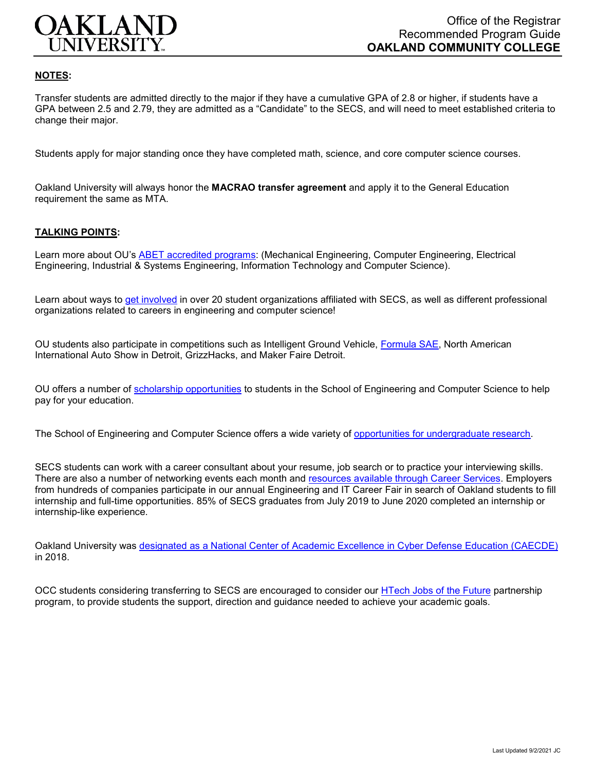**NOTES:**

Transfer students are admitted directly to the major if they have a cumulative GPA of 2.8 or higher, if students have a GPA between 2.5 and 2.79, they are admitted as a “Candidate” to the SECS, and will need to meet established criteria to change their major.

Students apply for major standing once they have completed math, science, and core computer science courses.

Oakland University will always honor the **MACRAO transfer agreement** and apply it to the General Education requirement the same as MTA.

**TALKING POINTS:**

Learn more about OU’s ABET accredited programs: (Mechanical Engineering, Computer Engineering, Electrical Engineering, Industrial & Systems Engineering, Information Technology and Computer Science).

Learn about ways to get involved in over 20 student organizations affiliated with SECS, as well as different professional organizations related to careers in engineering and computer science!

OU students also participate in competitions such as Intelligent Ground Vehicle, Formula SAE, North American International Auto Show in Detroit, GrizzHacks, and Maker Faire Detroit.

OU offers a number of scholarship opportunities to students in the School of Engineering and Computer Science to help pay for your education.

The School of Engineering and Computer Science offers a wide variety of opportunities for undergraduate research.

SECS students can work with a career consultant about your resume, job search or to practice your interviewing skills. There are also a number of networking events each month and resources available through Career Services. Employers from hundreds of companies participate in our annual Engineering and IT Career Fair in search of Oakland students to fill internship and full-time opportunities. 85% of SECS graduates from July 2019 to June 2020 completed an internship or internship-like experience.

Oakland University was designated as a National Center of Academic Excellence in Cyber Defense Education (CAECDE) in 2018.

OCC students considering transferring to SECS are encouraged to consider our HTech Jobs of the Future partnership program, to provide students the support, direction and guidance needed to achieve your academic goals.